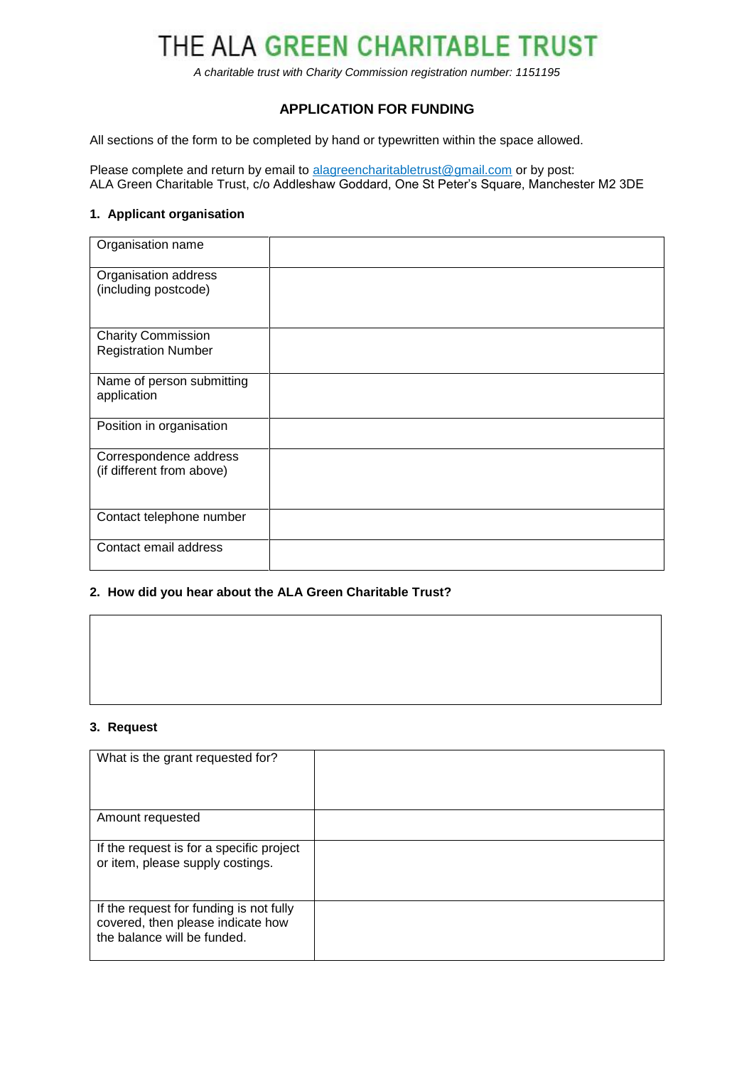# THE ALA GREEN CHARITABLE TRUST

*A charitable trust with Charity Commission registration number: 1151195*

## APPLICATION FOR FUNDING

All sections of the form to be completed by hand or typewritten within the space allowed.

Please complete and return by email to alagreencharitabletrust@gmail.com or by post:
ALA Green Charitable Trust, c/o Addleshaw Goddard, One St Peter's Square, Manchester M2 3DE

### 1. Applicant organisation

| Organisation name | |
|---|---|
| Organisation address (including postcode) | |
| Charity Commission Registration Number | |
| Name of person submitting application | |
| Position in organisation | |
| Correspondence address (if different from above) | |
| Contact telephone number | |
| Contact email address | |

### 2. How did you hear about the ALA Green Charitable Trust?

| |
|---|
| |

### 3. Request

| What is the grant requested for? | |
|---|---|
| Amount requested | |
| If the request is for a specific project or item, please supply costings. | |
| If the request for funding is not fully covered, then please indicate how the balance will be funded. | |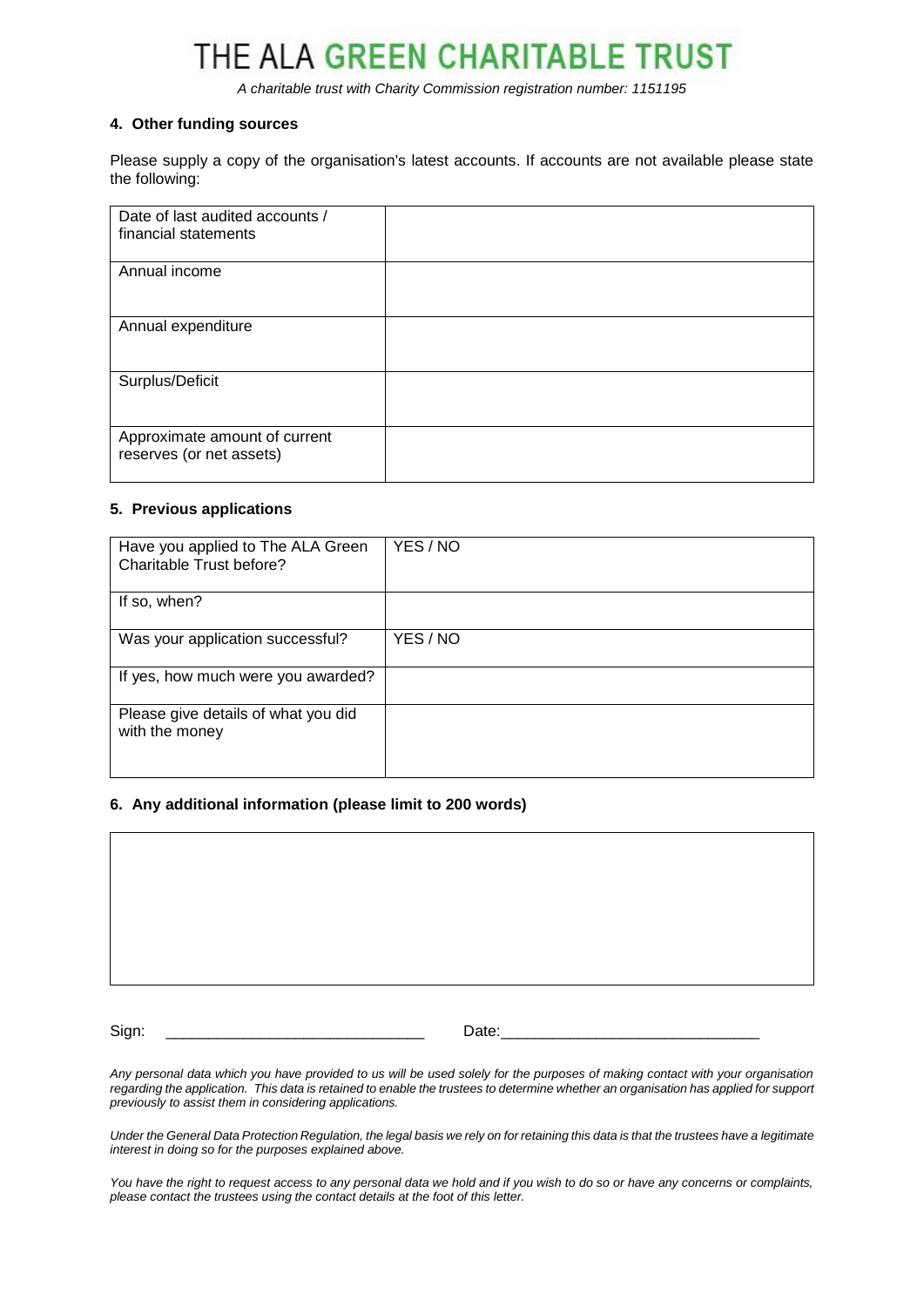# THE ALA GREEN CHARITABLE TRUST

*A charitable trust with Charity Commission registration number: 1151195*

### 4. Other funding sources

Please supply a copy of the organisation's latest accounts. If accounts are not available please state the following:

| | |
|---|---|
| Date of last audited accounts / financial statements | |
| Annual income | |
| Annual expenditure | |
| Surplus/Deficit | |
| Approximate amount of current reserves (or net assets) | |

### 5. Previous applications

| | |
|---|---|
| Have you applied to The ALA Green Charitable Trust before? | YES / NO |
| If so, when? | |
| Was your application successful? | YES / NO |
| If yes, how much were you awarded? | |
| Please give details of what you did with the money | |

### 6. Any additional information (please limit to 200 words)

| |
|---|
| |

Sign: ______________________________ Date:______________________________

*Any personal data which you have provided to us will be used solely for the purposes of making contact with your organisation regarding the application. This data is retained to enable the trustees to determine whether an organisation has applied for support previously to assist them in considering applications.*

*Under the General Data Protection Regulation, the legal basis we rely on for retaining this data is that the trustees have a legitimate interest in doing so for the purposes explained above.*

*You have the right to request access to any personal data we hold and if you wish to do so or have any concerns or complaints, please contact the trustees using the contact details at the foot of this letter.*